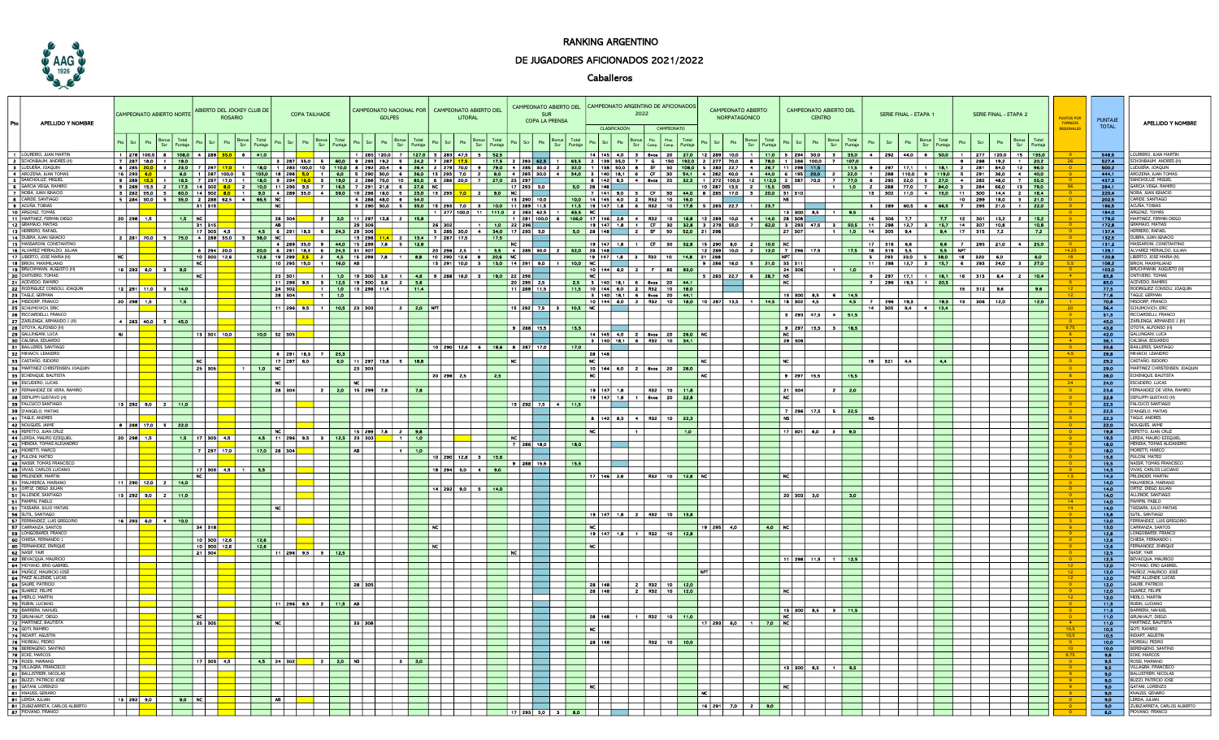# RANKING ARGENTINO

## DE JUGADORES AFICIONADOS 2021/2022

### Caballeros

| Pto | APELLIDO Y NOMBRE | PUNTOS POR TORNEOS REGIONALES | PUNTAJE TOTAL |
|---|---|---|---|
| 1 | LOUREIRO, JUAN MARTIN | 0 | 549,5 |
| 2 | SCHONBAUM, ANDRES (H) | 25 | 527,4 |
| 3 | LUDUEÑA, JOAQUIN | 0 | 500,2 |
| 4 | AROZENA, JUAN TOMAS | 0 | 444,1 |
| 5 | SANCHOLUZ, MIGUEL | 0 | 437,3 |
| 6 | GARCIA VEIGA, RAMIRO | 36 | 284,1 |
| 7 | NOBA, JUAN IGNACIO | 0 | 220,4 |
| 8 | CARIDE, SANTIAGO | 0 | 202,5 |
| 9 | ACUÑA, TOBIAS | 0 | 186,5 |
| 10 | ARGOÑZ, TOMAS | 0 | 184,0 |
| 11 | MARTINEZ, FERMIN DIEGO | 0 | 179,0 |
| 12 | GRAPIUOLI, MATIAS | 0 | 172,9 |
| 13 | HERRERO, RAFAEL | 0 | 137,4 |
| 14 | DUBRA, JUAN IGNACIO | 0 | 132,5 |
| 15 | MASSARONI, CONSTANTINO | 0 | 131,2 |
| 16 | ALVAREZ MERALDO, JULIAN | 14,25 | 129,1 |
| 17 | LIBERTO, JOSE MARIA (N) | 18 | 120,6 |
| 18 | BIRON, MAXIMILIANO | 5,5 | 108,2 |
| 19 | BRUCHMANN, AUGUSTO (H) | 0 | 103,0 |
| 20 | ONTIVERO, TOMAS | 4 | 85,8 |
| 21 | ACEVEDO, RAMIRO | 0 | 85,0 |
| 22 | RODRIGUEZ CONSOLI, JOAQUIN | 12 | 77,9 |
| 23 | TAGLE, GERMAN | 12 | 71,6 |
| 24 | MISDORP, FRANCO | 1 | 70,8 |
| 25 | SCHUMOVICH, ERIC | 20 | 56,4 |
| 26 | RICCIARDELLI, FRANCO | 0 | 51,5 |
| 27 | ZARLENGA, ARMANDO J. (H) | 0 | 45,0 |
| 28 | OTOYA, ALFONSO (H) | 9,75 | 43,8 |
| 29 | GALLINGANI, LUCA | 6 | 42,0 |
| 30 | CALSINA, EDUARDO | 0 | 38,1 |
| 31 | BAILLERES, SANTIAGO | 0 | 35,6 |
| 32 | MIHAICH, LEANDRO | 4,5 | 29,8 |
| 33 | CASTAÑO, ISIDORO | 0 | 29,2 |
| 34 | MARTINEZ CHRISTENSEN, JOAQUIN | 0 | 29,0 |
| 35 | ECHENIQUE, BAUTISTA | 0 | 28,0 |
| 36 | ESCUDERO, LUCAS | 24 | 24,0 |
| 37 | FERNANDEZ DE VERA, RAMIRO | 0 | 23,6 |
| 38 | DEFILIPPI GUSTAVO (H) | 0 | 22,8 |
| 39 | FALCUCCI SANTIAGO | 0 | 22,5 |
| 39 | D'ANGELO, MATIAS | 0 | 22,5 |
| 41 | TAGLE, ANDRES | 0 | 22,3 |
| 42 | NOUGUES, JAIME | 0 | 22,0 |
| 43 | REPETTO, JUAN CRUZ | 0 | 19,8 |
| 44 | LERDA, MAURO EZEQUIEL | 0 | 19,5 |
| 45 | MENDIA, TOMAS ALEJANDRO | 0 | 19,0 |
| 45 | MORETTI, MARCO | 0 | 18,0 |
| 47 | PULCINI, MATEO | 0 | 15,6 |
| 48 | NASSR, TOMAS FRANCISCO | 0 | 15,5 |
| 49 | VIVAS, CARLOS LUCIANO | 0 | 14,5 |
| 50 | PRLENDER, MARTIN | 1,5 | 14,3 |
| 51 | MALMIERCA, MARIANO | 0 | 14,0 |
| 51 | ORTIZ, DIEGO JULIAN | 0 | 14,0 |
| 51 | ALLENDE, SANTIAGO | 0 | 14,0 |
| 51 | PAMPIN, PABLO | 14 | 14,0 |
| 51 | TASSARA, JULIO MATIAS | 14 | 14,0 |
| 56 | SUTIL, SANTIAGO | 0 | 13,8 |
| 57 | FERRANDEZ, LUIS GREGORIO | 3 | 13,0 |
| 57 | CARRANZA, SANTOS | 0 | 13,0 |
| 59 | LONGOBARDI, FRANCO | 0 | 12,8 |
| 60 | CHIESA, FERNANDO I. | 0 | 12,6 |
| 60 | FERNANDEZ, ENRIQUE | 0 | 12,6 |
| 62 | NASIF, YAIR | 0 | 12,5 |
| 62 | BEVACQUA, MAURICIO | 0 | 12,5 |
| 64 | MOYANO, ERIO GABRIEL | 12 | 12,0 |
| 64 | MUÑOZ, MAURICIO JOSÉ | 12 | 12,0 |
| 64 | PAEZ ALLENDE, LUCAS | 12 | 12,0 |
| 64 | SAURE, PATRICIO | 0 | 12,0 |
| 64 | SUAREZ, FELIPE | 0 | 12,0 |
| 64 | MERLO, MARTIN | 12 | 12,0 |
| 70 | RUBIN, LUCIANO | 0 | 11,5 |
| 70 | BARRERA, NAHUEL | 0 | 11,5 |
| 72 | GRUNHAUT, DIEGO | 0 | 11,0 |
| 72 | MARTINEZ, BAUTISTA | 0 | 11,0 |
| 74 | GOTI, RAMIRO | 10,5 | 10,5 |
| 74 | INDART, AGUSTIN | 10,5 | 10,5 |
| 76 | MOREAU, PEDRO | 0 | 10,0 |
| 76 | BERENGENO, SANTINO | 0 | 10,0 |
| 78 | ECKE, MARCOS | 9,75 | 9,8 |
| 79 | ROSSI, MARIANO | 0 | 9,5 |
| 79 | VILLAGRA, FRANCISCO | 0 | 9,5 |
| 81 | BALLISTRERI, NICOLAS | 9 | 9,0 |
| 81 | BUZZI, PATRICIO JOSE | 9 | 9,0 |
| 81 | GATANI, LORENZO | 9 | 9,0 |
| 81 | KNAUSS, GENARO | 9 | 9,0 |
| 81 | LERDA, JULIAN | 0 | 9,0 |
| 81 | ZUBIZARRETA, CARLOS ALBERTO | 0 | 9,0 |
| 87 | PIOVANO, FRANCO | 0 | 8,0 |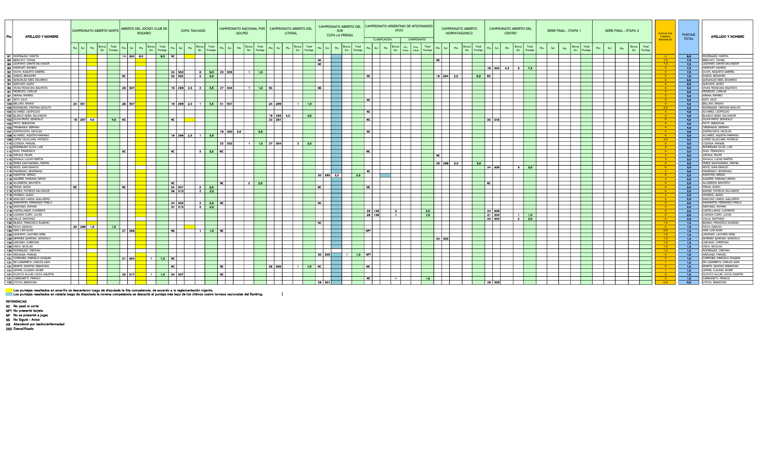| Pto | APELLIDO Y NOMBRE | CAMPEONATO ABIERTO NORTE | | | | | ABIERTO DEL JOCKEY CLUB DE ROSARIO | | | | | COPA TAILHADE | | | | | CAMPEONATO NACIONAL POR GOLPES | | | | | CAMPEONATO ABIERTO DEL LITORAL | | | | | CAMPEONATO ABIERTO DEL SUR COPA LA PRENSA | | | | | CAMPEONATO ARGENTINO DE AFICIONADOS 2022 | | | | | | | CAMPEONATO ABIERTO NORPATAGONICO | | | | | CAMPEONATO ABIERTO DEL CENTRO | | | | | SERIE FINAL - ETAPA 1 | | | | | SERIE FINAL - ETAPA 2 | | | | | PUNTOS POR TORNEOS REGIONALES | PUNTAJE TOTAL | APELLIDO Y NOMBRE |
|---|---|---|---|---|---|---|---|---|---|---|---|---|---|---|---|---|---|---|---|---|---|---|---|---|---|---|---|---|---|---|---|---|---|---|---|---|---|---|---|---|---|---|---|---|---|---|---|---|---|---|---|---|---|---|---|---|---|---|---|---|---|
| | | | | | | | | | | | | | | | | | | | | | | | | | | | | | | | | CLASIFICACIÓN | | | | CAMPEONATO | | | | | | | | | | | | | | | | | | | | | | | | | |
| | | Pto | Scr | Pts | Bonus Scr | Total Puntaje | Pto | Scr | Pts | Bonus Scr | Total Puntaje | Pto | Scr | Pts | Bonus Scr | Total Puntaje | Pto | Scr | Pts | Bonus Scr | Total Puntaje | Pto | Scr | Pts | Bonus Scr | Total Puntaje | Pto | Scr | Pts | Bonus Scr | Total Puntaje | Pto | Scr | Pts | Bonus Scr | Pto. Camp. | Ptos. Camp. | Total Puntaje | Pto | Scr | Pts | Bonus Scr | Total Puntaje | Pto | Scr | Pts | Bonus Scr | Total Puntaje | Pto | Scr | Pts | Bonus Scr | Total Puntaje | Pto | Scr | Pts | Bonus Scr | Total Puntaje | | | |
| 87 | RODRIGUEZ, MARTIN | | | | | | 14 | 302 | 8,0 | | 8,0 | NC | | | | | | | | | | | | | | | | | | | | | | | | | | | | | | | | | | | | | | | | | | | | | | | | | 0 | 8,0 | RODRIGUEZ, MARTIN |
| 89 | BERCHOT, TOMAS | | | | | | | | | | | | | | | | | | | | | | | | | | NC | | | | | | | | | | | | NC | | | | | | | | | | | | | | | | | | | | | 7,5 | 7,5 | BERCHOT, TOMAS |
| 89 | LEOFANTI, DANTE SALVADOR | | | | | | | | | | | | | | | | | | | | | | | | | | NC | | | | | | | | | | | | | | | | | | | | | | | | | | | | | | | | | 7,5 | 7,5 | LEOFANTI, DANTE SALVADOR |
| 89 | MARFORT, RAMIRO | | | | | | | | | | | | | | | | | | | | | | | | | | | | | | | | | | | | | | | | | | | 18 | 302 | 4,5 | 3 | 7,5 | | | | | | | | | | | 0 | 7,5 | MARFORT, RAMIRO |
| 92 | OLIVA, AUGUSTO GABRIEL | | | | | | | | | | | 24 | 302 | | 6 | 6,0 | 23 | 303 | | 1 | 1,0 | | | | | | | | | | | | | | | | | | | | | | | | | | | | | | | | | | | | | | | 0 | 7,0 | OLIVA, AUGUSTO GABRIEL |
| 92 | DABOS, BENJAMIN | | | | | | NC | | | | | 32 | 305 | | 2 | 2,0 | | | | | | | | | | | | | | | | NC | | | | | | | 18 | 294 | 5,0 | | 5,0 | NC | | | | | | | | | | | | | | | 0 | 7,0 | DABOS, BENJAMIN |
| 94 | GONZALEZ KEES, EDUARDO | | | | | | | | | | | | | | | | | | | | | | | | | | | | | | | | | | | | | | | | | | | | | | | | | | | | | | | | | | 6 | 6,0 | GONZALEZ KEES, EDUARDO |
| 94 | GUEVARA, GUIDO | | | | | | | | | | | | | | | | | | | | | | | | | | | | | | | | | | | | | | | | | | | | | | | | | | | | | | | | | | 6 | 6,0 | GUEVARA, GUIDO |
| 96 | VIVAS TRONCONI, BAUTISTA | | | | | | 28 | 307 | | | | 19 | 299 | 2,5 | 2 | 4,5 | 27 | 304 | | 1 | 1,0 | NC | | | | | NS | | | | | | | | | | | | | | | | | | | | | | | | | | | | | | | | | 0 | 5,5 | VIVAS TRONCONI, BAUTISTA |
| 97 | PEDROZO, CARLOS | | | | | | | | | | | | | | | | | | | | | | | | | | | | | | | | | | | | | | | | | | | | | | | | | | | | | | | | | | | 5 | 5,0 | PEDROZO, CARLOS |
| 97 | ARANA, RAMIRO | | | | | | | | | | | | | | | | | | | | | | | | | | | | | | | | | | | | | | | | | | | | | | | | | | | | | | | | | | | 5 | 5,0 | ARANA, RAMIRO |
| 97 | GOTI, JULIO | | | | | | | | | | | | | | | | | | | | | | | | | | | | | | | NC | | | | | | | | | | | | | | | | | | | | | | | | | | | | 5 | 5,0 | GOTI, JULIO |
| 100 | BELLINO, BRUNO | 24 | 301 | | | | 28 | 307 | | | | 19 | 299 | 2,5 | 1 | 3,5 | 31 | 307 | | | | 24 | 299 | | 1 | 1,0 | | | | | | | | | | | | | | | | | | | | | | | | | | | | | | | | | | 0 | 4,5 | BELLINO, BRUNO |
| 100 | RODRIGUES, CRISTIAN ADOLFO | | | | | | | | | | | | | | | | | | | | | | | | | | | | | | | | | | | | | | | | | | | | | | | | | | | | | | | | | | | 4,5 | 4,5 | RODRIGUES, CRISTIAN ADOLFO |
| 102 | ALVAREZ, LEOPOLDO | | | | | | | | | | | | | | | | | | | | | | | | | | | | | | | NC | | | | | | | | | | | | | | | | | | | | | | | | | | | | 4 | 4,0 | ALVAREZ, LEOPOLDO |
| 102 | BLANCO ADBA, SALVADOR | | | | | | | | | | | | | | | | | | | | | 19 | 295 | 4,0 | | 4,0 | | | | | | | | | | | | | | | | | | | | | | | | | | | | | | | | | | 0 | 4,0 | BLANCO ADBA, SALVADOR |
| 102 | OLIVA PINTO, GONZALO | 19 | 297 | 4,0 | | 4,0 | NC | | | | | NC | | | | | | | | | | 22 | 297 | | | | | | | | | NC | | | | | | | | | | | | 35 | 316 | | | | | | | | | | | | | | 0 | 4,0 | OLIVA PINTO, GONZALO |
| 102 | PATTI, SEBASTIAN | | | | | | | | | | | | | | | | | | | | | | | | | | | | | | | | | | | | | | | | | | | | | | | | | | | | | | | | | | 4 | 4,0 | PATTI, SEBASTIAN |
| 102 | TREGNAGHI, GERMAN | | | | | | | | | | | | | | | | | | | | | | | | | | | | | | | | | | | | | | | | | | | | | | | | | | | | | | | | | | 4 | 4,0 | TREGNAGHI, GERMAN |
| 107 | ZAPPACOSTA, NICOLAS | | | | | | | | | | | | | | | | 19 | 300 | 3,6 | | 3,6 | | | | | | | | | | | NC | | | | | | | | | | | | | | | | | | | | | | | | | | | | 0 | 3,6 | ZAPPACOSTA, NICOLAS |
| 108 | ALVAREZ, AGUSTIN MARIANO | | | | | | | | | | | 19 | 299 | 2,5 | 1 | 3,5 | | | | | | | | | | | | | | | | | | | | | | | | | | | | | | | | | | | | | | | | | | | | 0 | 3,5 | ALVAREZ, AGUSTIN MARIANO |
| 108 | LOPEZ VILACLARA, PATRICIO | | | | | | | | | | | | | | | | | | | | | | | | | | | | | | | | | | | | | | | | | | | | | | | | | | | | | | | | | | 3,5 | 3,5 | LOPEZ VILACLARA, PATRICIO |
| 110 | LOZADA, MANUEL | | | | | | | | | | | | | | | | 22 | 302 | | 1 | 1,0 | 27 | 304 | | 2 | 2,0 | | | | | | | | | | | | | | | | | | | | | | | | | | | | | | | | | | 0 | 3,0 | LOZADA, MANUEL |
| 110 | RODRIGUEZ OLIVA, LUIS | | | | | | | | | | | | | | | | | | | | | | | | | | | | | | | | | | | | | | | | | | | | | | | | | | | | | | | | | | | 3 | 3,0 | RODRIGUEZ OLIVA, LUIS |
| 110 | SOJO, FRANCISCO | | | | | | NC | | | | | NC | | | 3 | 3,0 | NC | | | | | | | | | | | | | | | NC | | | | | | | | | | | | | | | | | | | | | | | | | | | | 0 | 3,0 | SOJO, FRANCISCO |
| 110 | ORTALE, FELIPE | | | | | | | | | | | | | | | | | | | | | | | | | | | | | | | | | | | | | | NC | | | | | | | | | | | | | | | | | | | | | 3 | 3,0 | ORTALE, FELIPE |
| 110 | ZAVALA, LUCAS MARTIN | | | | | | | | | | | | | | | | | | | | | | | | | | | | | | | | | | | | | | | | | | | | | | | | | | | | | | | | | | | 3 | 3,0 | ZAVALA, LUCAS MARTIN |
| 110 | PEREZ SANTANDREA, FERMIN | | | | | | | | | | | | | | | | | | | | | | | | | | | | | | | | | | | | | | 20 | 296 | 3,0 | | 3,0 | | | | | | | | | | | | | | | | | 0 | 3,0 | PEREZ SANTANDREA, FERMIN |
| 110 | NOCE, JUAN IGNACIO | | | | | | | | | | | | | | | | | | | | | | | | | | | | | | | | | | | | | | | | | | | 24 | 306 | | 3 | 3,0 | | | | | | | | | | | 0 | 3,0 | NOCE, JUAN IGNACIO |
| 110 | PISARENKO, SEVERIANO | | | | | | | | | | | | | | | | | | | | | | | | | | | | | | | NC | | | | | | | | | | | | | | | | | | | | | | | | | | | | 3 | 3,0 | PISARENKO, SEVERIANO |
| 118 | KASATKIN, SERGIO | | | | | | | | | | | | | | | | | | | | | | | | | | 20 | 295 | 2,5 | | 2,5 | | | | | | | | | | | | | | | | | | | | | | | | | | | | | 0 | 2,5 | KASATKIN, SERGIO |
| 119 | AGUIRRE, MARIANO SIMON | | | | | | | | | | | | | | | | | | | | | | | | | | | | | | | | | | | | | | | | | | | | | | | | | | | | | | | | | | | 2 | 2,0 | AGUIRRE, MARIANO SIMON |
| 119 | ALLEGRONI, BAUTISTA | | | | | | | | | | | NC | | | | | NC | | | 2 | 2,0 | | | | | | | | | | | | | | | | | | | | | | | NC | | | | | | | | | | | | | | | 0 | 2,0 | ALLEGRONI, BAUTISTA |
| 119 | FRAGA, GUIDO | NC | | | | | NC | | | | | 34 | 307 | | 2 | 2,0 | | | | | | | | | | | NC | | | | | NC | | | | | | | | | | | | | | | | | | | | | | | | | | | | 0 | 2,0 | FRAGA, GUIDO |
| 119 | GOMEZ, PATRICIO SALVADOR | | | | | | | | | | | 36 | 310 | | 2 | 2,0 | | | | | | | | | | | | | | | | | | | | | | | | | | | | | | | | | | | | | | | | | | | | 0 | 2,0 | GOMEZ, PATRICIO SALVADOR |
| 119 | MORENO, GUIDO | | | | | | | | | | | | | | | | | | | | | | | | | | | | | | | | | | | | | | | | | | | | | | | | | | | | | | | | | | | 2 | 2,0 | MORENO, GUIDO |
| 119 | SANCHEZ LANDA, GUILLERMO | | | | | | | | | | | | | | | | | | | | | | | | | | | | | | | | | | | | | | | | | | | | | | | | | | | | | | | | | | | 2 | 2,0 | SANCHEZ LANDA, GUILLERMO |
| 119 | SANMARTIN, FERNANDO PABLO | | | | | | | | | | | 24 | 302 | | 2 | 2,0 | NC | | | | | | | | | | NC | | | | | | | | | | | | | | | | | | | | | | | | | | | | | | | | | 0 | 2,0 | SANMARTIN, FERNANDO PABLO |
| 119 | SANTIAGO, ROMAN | | | | | | | | | | | 37 | 315 | | 2 | 2,0 | | | | | | | | | | | | | | | | | | | | | | | | | | | | | | | | | | | | | | | | | | | | 0 | 2,0 | SANTIAGO, ROMAN |
| 119 | CASTELLANOS, CLEMENTE | | | | | | | | | | | | | | | | | | | | | | | | | | | | | | | 28 | 148 | | 2 | | | 2,0 | | | | | | 24 | 306 | | | | | | | | | | | | | | 0 | 2,0 | CASTELLANOS, CLEMENTE |
| 119 | LOZADA CLERC, LUCAS | | | | | | | | | | | | | | | | | | | | | | | | | | | | | | | 28 | 148 | | 1 | | | 1,0 | | | | | | 21 | 304 | | 1 | 1,0 | | | | | | | | | | | 0 | 2,0 | LOZADA CLERC, LUCAS |
| 119 | VALLE, SANTIAGO | | | | | | | | | | | | | | | | | | | | | | | | | | | | | | | | | | | | | | | | | | | 23 | 305 | | 2 | 2,0 | | | | | | | | | | | 0 | 2,0 | VALLE, SANTIAGO |
| 130 | BILBAO, FRANCISCO EUGENIO | | | | | | | | | | | | | | | | | | | | | | | | | | NC | | | | | | | | | | | | | | | | | | | | | | | | | | | | | | | | | 1,5 | 1,5 | BILBAO, FRANCISCO EUGENIO |
| 130 | FICCO, IGNACIO | 20 | 298 | 1,5 | | 1,5 | | | | | | | | | | | | | | | | | | | | | | | | | | | | | | | | | | | | | | | | | | | | | | | | | | | | | | 0 | 1,5 | FICCO, IGNACIO |
| 130 | HAN, LUIS ALDO | | | | | | 27 | 306 | | | | NS | | | 1 | 1,0 | NC | | | | | | | | | | | | | | | NPT | | | | | | | | | | | | | | | | | | | | | | | | | | | | 0,5 | 1,5 | HAN, LUIS ALDO |
| 130 | LEOFANTI, LAUTARO ARIEL | | | | | | | | | | | | | | | | | | | | | | | | | | | | | | | | | | | | | | | | | | | | | | | | | | | | | | | | | | | 1,5 | 1,5 | LEOFANTI, LAUTARO ARIEL |
| 130 | GIMENEZ QUIROGA, GONZALO | | | | | | | | | | | | | | | | | | | | | | | | | | | | | | | | | | | | | | 24 | 302 | | | | | | | | | | | | | | | | | | | | 1,5 | 1,5 | GIMENEZ QUIROGA, GONZALO |
| 130 | LESCANO, CHRISTIAN | | | | | | | | | | | | | | | | | | | | | | | | | | | | | | | | | | | | | | | | | | | | | | | | | | | | | | | | | | | 1,5 | 1,5 | LESCANO, CHRISTIAN |
| 130 | VISCA, NICOLAS | | | | | | | | | | | | | | | | | | | | | | | | | | | | | | | | | | | | | | | | | | | | | | | | | | | | | | | | | | | 1,5 | 1,5 | VISCA, NICOLAS |
| 130 | RODRIGUEZ, CRISTIAN | | | | | | | | | | | | | | | | | | | | | | | | | | | | | | | | | | | | | | | | | | | | | | | | | | | | | | | | | | | 1,5 | 1,5 | RODRIGUEZ, CRISTIAN |
| 131 | ARZUAGA, MANUEL | | | | | | | | | | | | | | | | | | | | | | | | | | 30 | 305 | | 1 | 1,0 | NPT | | | | | | | | | | | | | | | | | | | | | | | | | | | | 0 | 1,0 | ARZUAGA, MANUEL |
| 131 | CORDOBA, MARCELO JOAQUIN | | | | | | 21 | 304 | | 1 | 1,0 | NC | | | | | | | | | | | | | | | | | | | | | | | | | | | | | | | | | | | | | | | | | | | | | | | | 0 | 1,0 | CORDOBA, MARCELO JOAQUIN |
| 131 | DE LUSARRETA, CARLOS JUAN | | | | | | | | | | | | | | | | | | | | | | | | | | | | | | | | | | | | | | | | | | | | | | | | | | | | | | | | | | | 1 | 1,0 | DE LUSARRETA, CARLOS JUAN |
| 131 | IRIARTE, SANTINO SEBASTIAN | | | | | | | | | | | NC | | | | | NC | | | | | 28 | 306 | | 1 | 1,0 | NC | | | | | NC | | | | | | | | | | | | | | | | | | | | | | | | | | | | 0 | 1,0 | IRIARTE, SANTINO SEBASTIAN |
| 131 | LEMME, CLAUDIO JAVIER | | | | | | | | | | | | | | | | | | | | | | | | | | | | | | | | | | | | | | | | | | | | | | | | | | | | | | | | | | | 1 | 1,0 | LEMME, CLAUDIO JAVIER |
| 131 | OLOCCO ALLUB, LUCCA AGUSTIN | | | | | | 33 | 317 | | 1 | 1,0 | 34 | 307 | | | | NC | | | | | | | | | | | | | | | | | | | | | | | | | | | | | | | | | | | | | | | | | | | 0 | 1,0 | OLOCCO ALLUB, LUCCA AGUSTIN |
| 131 | CARBONETTI, FRANCO | | | | | | | | | | | | | | | | | | | | | | | | | | | | | | | NC | | | 1 | | | 1,0 | | | | | | | | | | | | | | | | | | | | | | 0 | 1,0 | CARBONETTI, FRANCO |
| 132 | OTOYA, SEBASTIAN | | | | | | | | | | | | | | | | | | | | | | | | | | 28 | 301 | | | | | | | | | | | | | | | | 29 | 309 | | | | | | | | | | | | | | 0,5 | 0,5 | OTOYA, SEBASTIAN |

Los puntajes resaltados en amarillo se descartaron luego de disputada la 5ta competencia, de acuerdo a la reglamentación vigente.

Los puntajes resaltados en celeste luego de disputada la novena competencia se descartó el puntaje más bajo de los últimos cuatro torneos nacionales del Ranking.

**REFERENCIAS**

- NC No pasó el corte
- NPT No presentó tarjeta
- NP No se presentó a jugar
- NS No Siguió - Avisó
- AB Abandonó por lesión/enfermedad
- DES Descalificado